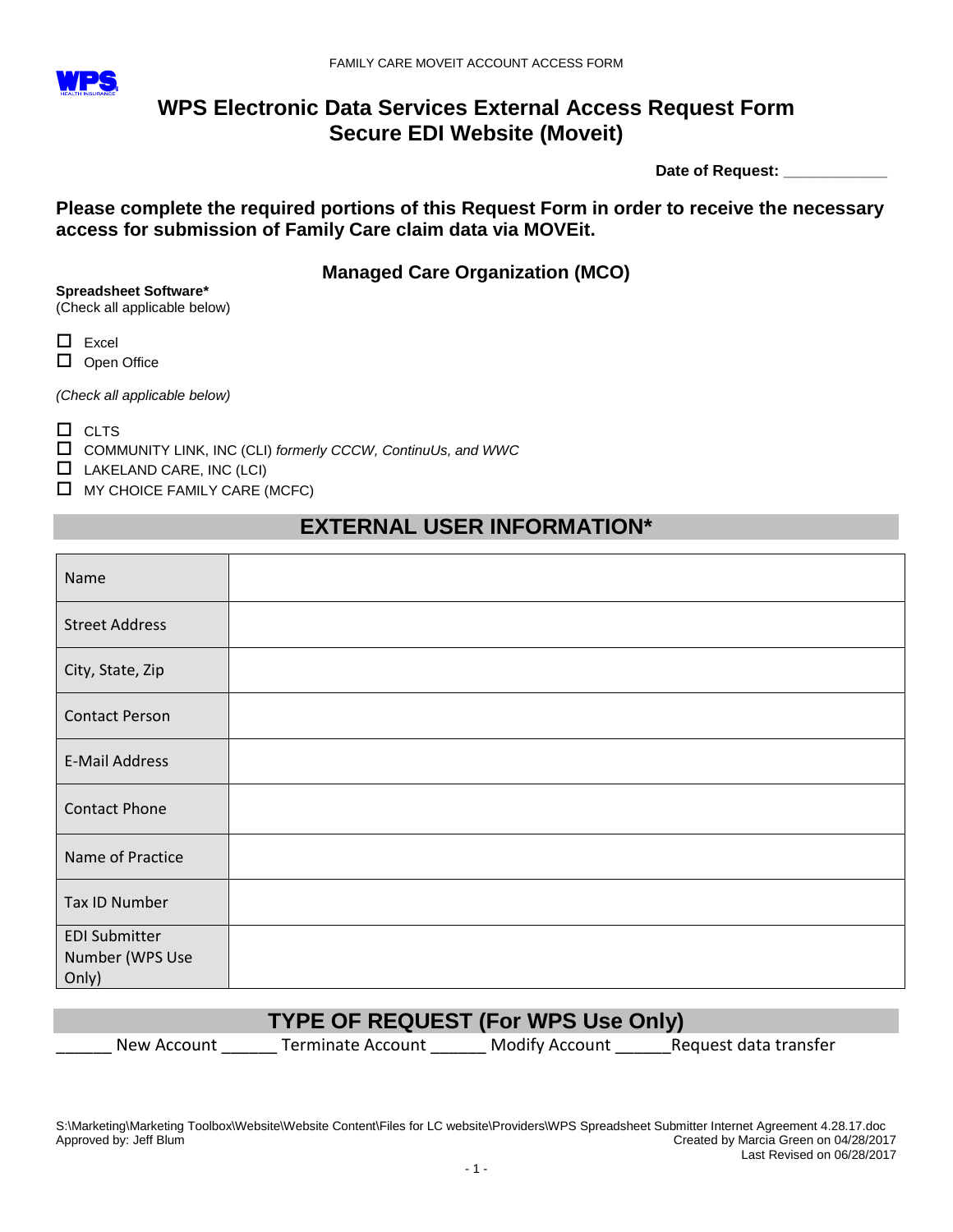# WPS Electronic Data Services External Access Request Form
# Secure EDI Website (Moveit)

**Date of Request: ____________**

**Please complete the required portions of this Request Form in order to receive the necessary access for submission of Family Care claim data via MOVEit.**

### Managed Care Organization (MCO)

**Spreadsheet Software***
(Check all applicable below)

- ☐ Excel
- ☐ Open Office

*(Check all applicable below)*

- ☐ CLTS
- ☐ COMMUNITY LINK, INC (CLI) *formerly CCCW, ContinuUs, and WWC*
- ☐ LAKELAND CARE, INC (LCI)
- ☐ MY CHOICE FAMILY CARE (MCFC)

## EXTERNAL USER INFORMATION*

| | |
|---|---|
| Name | |
| Street Address | |
| City, State, Zip | |
| Contact Person | |
| E-Mail Address | |
| Contact Phone | |
| Name of Practice | |
| Tax ID Number | |
| EDI Submitter Number (WPS Use Only) | |

## TYPE OF REQUEST (For WPS Use Only)

______ New Account ______ Terminate Account ______ Modify Account ______Request data transfer

S:\Marketing\Marketing Toolbox\Website\Website Content\Files for LC website\Providers\WPS Spreadsheet Submitter Internet Agreement 4.28.17.doc
Approved by: Jeff Blum
Created by Marcia Green on 04/28/2017
Last Revised on 06/28/2017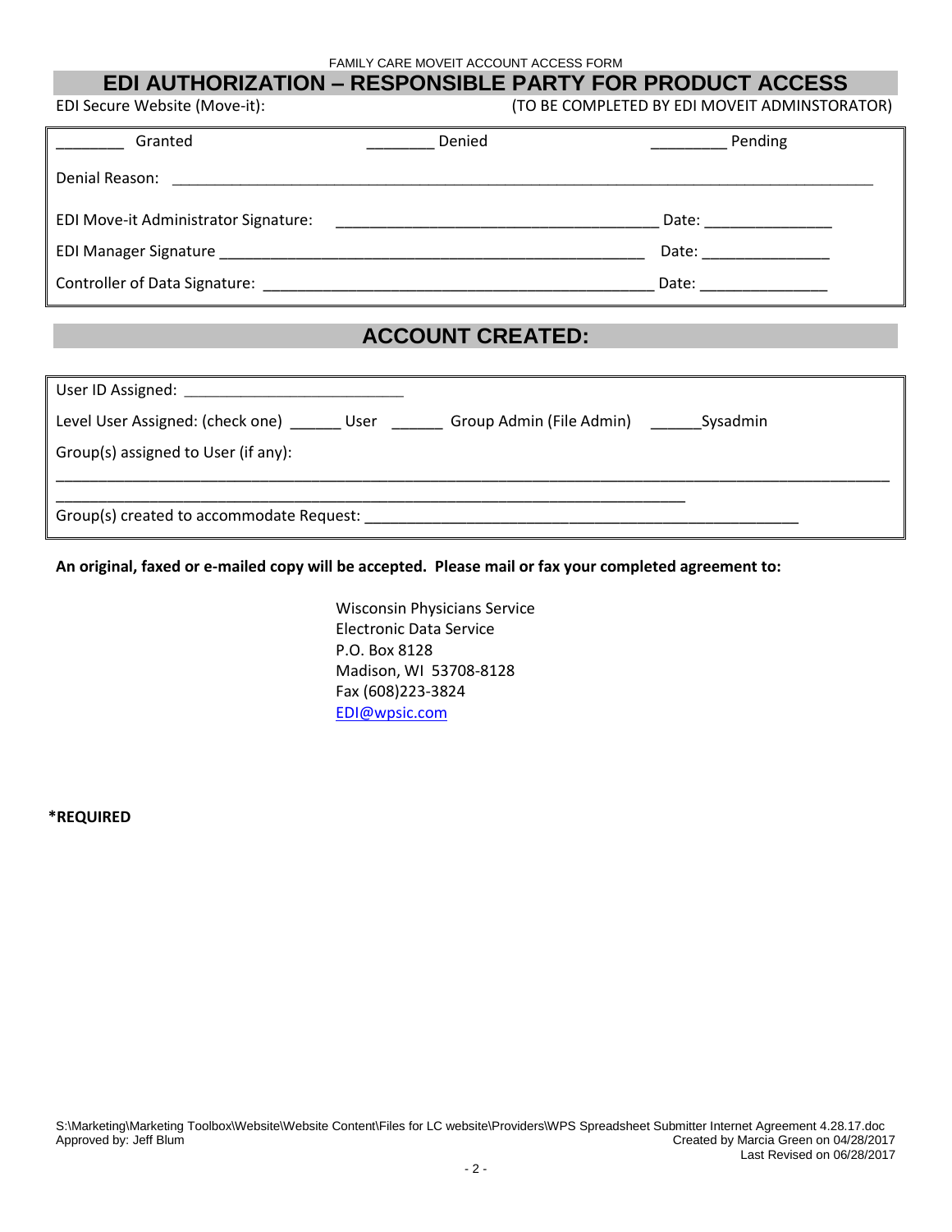FAMILY CARE MOVEIT ACCOUNT ACCESS FORM

# EDI AUTHORIZATION – RESPONSIBLE PARTY FOR PRODUCT ACCESS

EDI Secure Website (Move-it): (TO BE COMPLETED BY EDI MOVEIT ADMINSTORATOR)

________ Granted ________ Denied _________ Pending

Denial Reason: ____________________________________________________________________________________

EDI Move-it Administrator Signature: ______________________________________ Date: _______________

EDI Manager Signature ____________________________________________________ Date: _______________

Controller of Data Signature: ______________________________________________ Date: _______________

# ACCOUNT CREATED:

User ID Assigned: ___________________________

Level User Assigned: (check one) ______ User ______ Group Admin (File Admin) ______Sysadmin

Group(s) assigned to User (if any):

______________________________________________________________________________________________

_________________________________________________________________________

Group(s) created to accommodate Request: _____________________________________________________

**An original, faxed or e-mailed copy will be accepted. Please mail or fax your completed agreement to:**

Wisconsin Physicians Service
Electronic Data Service
P.O. Box 8128
Madison, WI 53708-8128
Fax (608)223-3824
EDI@wpsic.com

**\*REQUIRED**

S:\Marketing\Marketing Toolbox\Website\Website Content\Files for LC website\Providers\WPS Spreadsheet Submitter Internet Agreement 4.28.17.doc
Approved by: Jeff Blum
Created by Marcia Green on 04/28/2017
Last Revised on 06/28/2017